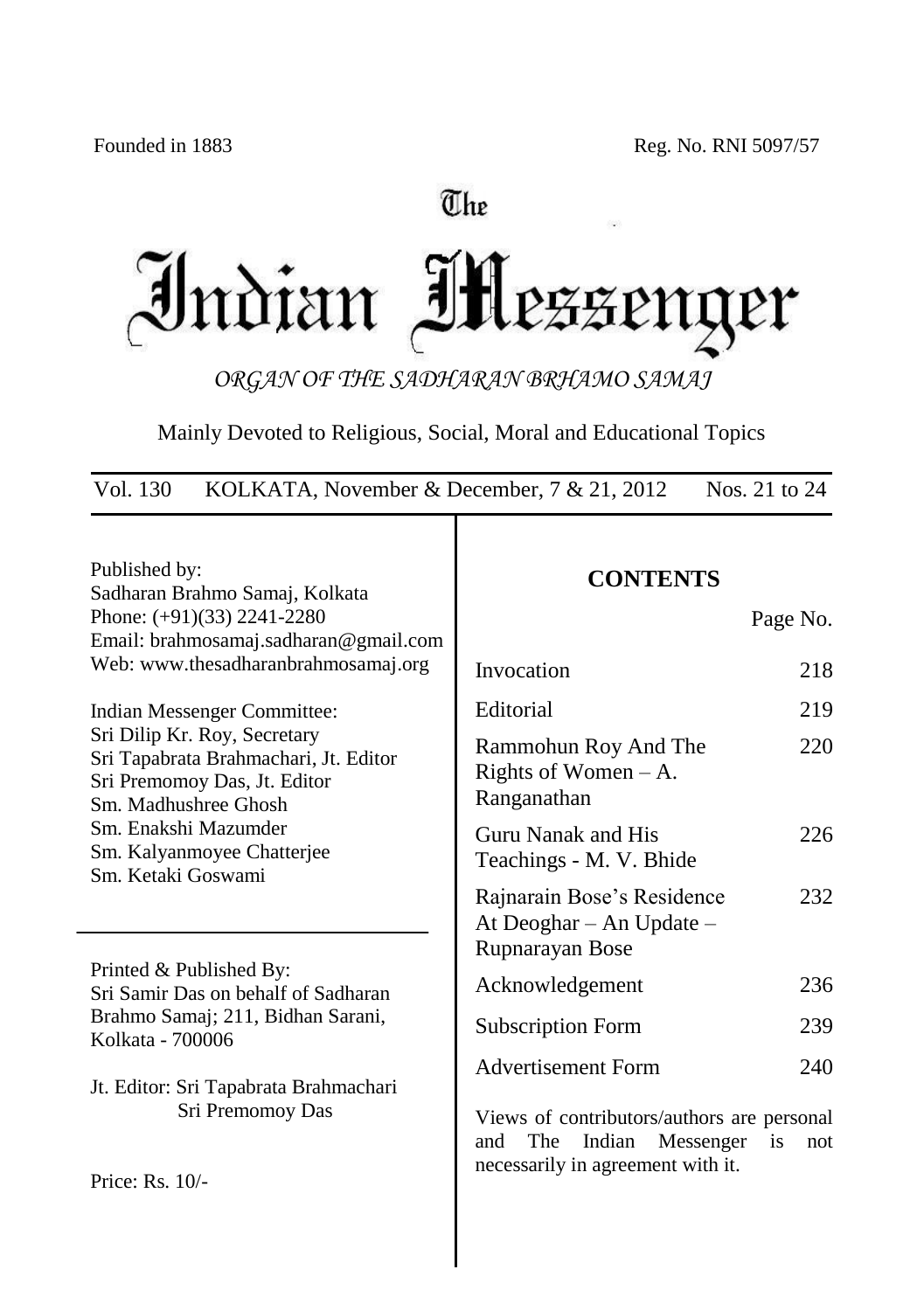Founded in 1883 Reg. No. RNI 5097/57

# The Indian Messenger

*ORGAN OF THE SADHARAN BRHAMO SAMAJ*

Mainly Devoted to Religious, Social, Moral and Educational Topics

Vol. 130 KOLKATA, November & December, 7 & 21, 2012 Nos. 21 to 24

Published by:
Sadharan Brahmo Samaj, Kolkata
Phone: (+91)(33) 2241-2280
Email: brahmosamaj.sadharan@gmail.com
Web: www.thesadharanbrahmosamaj.org

Indian Messenger Committee:
Sri Dilip Kr. Roy, Secretary
Sri Tapabrata Brahmachari, Jt. Editor
Sri Premomoy Das, Jt. Editor
Sm. Madhushree Ghosh
Sm. Enakshi Mazumder
Sm. Kalyanmoyee Chatterjee
Sm. Ketaki Goswami

Printed & Published By:
Sri Samir Das on behalf of Sadharan Brahmo Samaj; 211, Bidhan Sarani, Kolkata - 700006

Jt. Editor: Sri Tapabrata Brahmachari
Sri Premomoy Das

Price: Rs. 10/-

## CONTENTS

| | Page No. |
|---|---|
| Invocation | 218 |
| Editorial | 219 |
| Rammohun Roy And The Rights of Women – A. Ranganathan | 220 |
| Guru Nanak and His Teachings - M. V. Bhide | 226 |
| Rajnarain Bose's Residence At Deoghar – An Update – Rupnarayan Bose | 232 |
| Acknowledgement | 236 |
| Subscription Form | 239 |
| Advertisement Form | 240 |

Views of contributors/authors are personal and The Indian Messenger is not necessarily in agreement with it.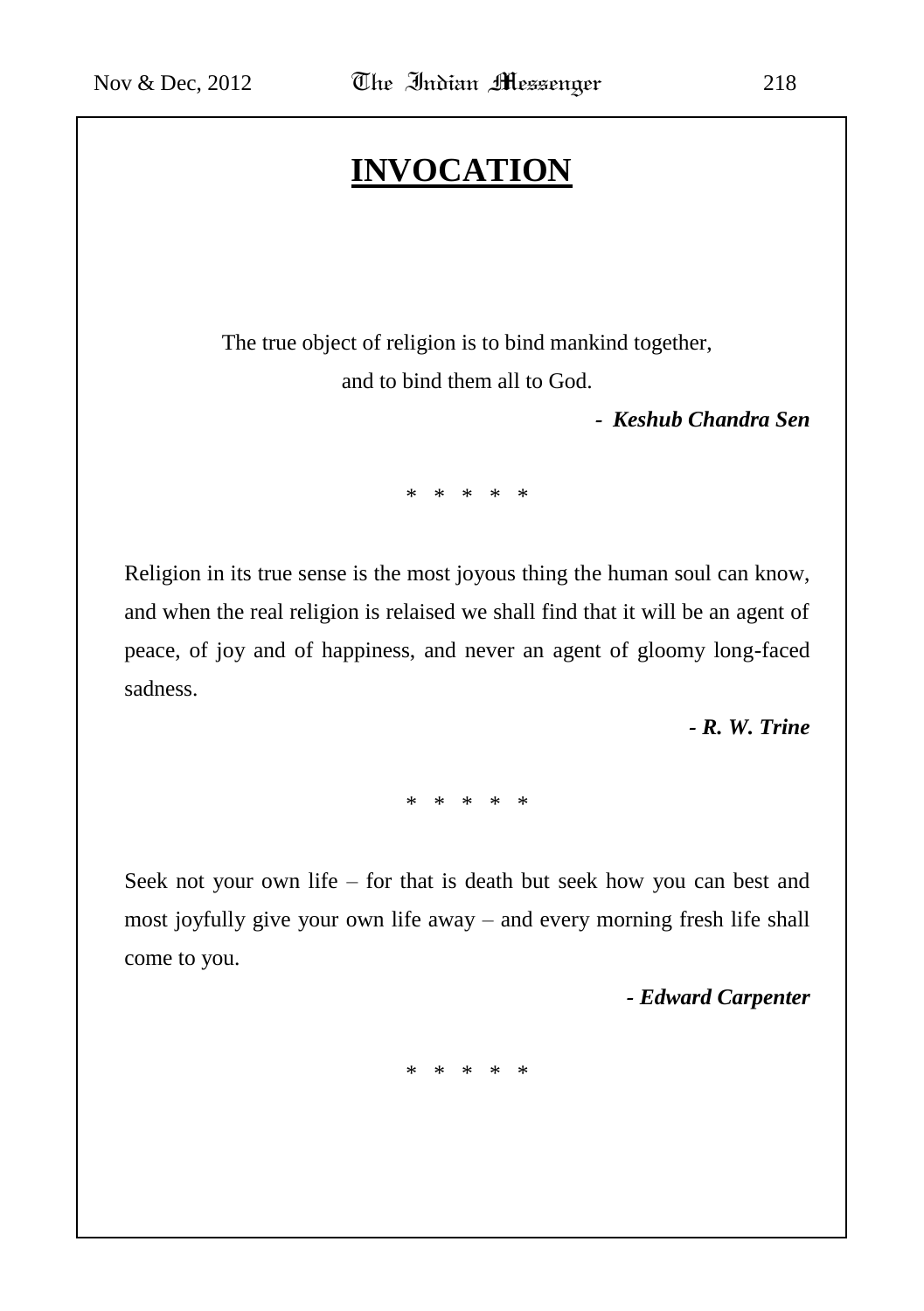# INVOCATION

The true object of religion is to bind mankind together,
and to bind them all to God.

***- Keshub Chandra Sen***

\* \* \* \* \*

Religion in its true sense is the most joyous thing the human soul can know, and when the real religion is relaised we shall find that it will be an agent of peace, of joy and of happiness, and never an agent of gloomy long-faced sadness.

***- R. W. Trine***

\* \* \* \* \*

Seek not your own life – for that is death but seek how you can best and most joyfully give your own life away – and every morning fresh life shall come to you.

***- Edward Carpenter***

\* \* \* \* \*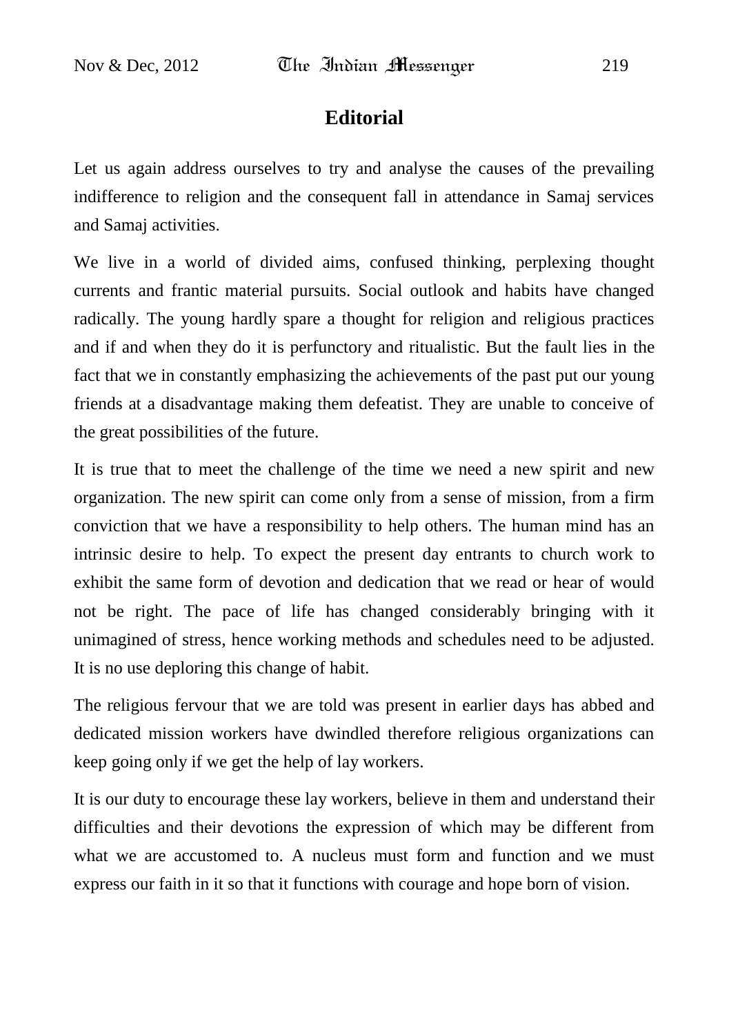# Editorial

Let us again address ourselves to try and analyse the causes of the prevailing indifference to religion and the consequent fall in attendance in Samaj services and Samaj activities.

We live in a world of divided aims, confused thinking, perplexing thought currents and frantic material pursuits. Social outlook and habits have changed radically. The young hardly spare a thought for religion and religious practices and if and when they do it is perfunctory and ritualistic. But the fault lies in the fact that we in constantly emphasizing the achievements of the past put our young friends at a disadvantage making them defeatist. They are unable to conceive of the great possibilities of the future.

It is true that to meet the challenge of the time we need a new spirit and new organization. The new spirit can come only from a sense of mission, from a firm conviction that we have a responsibility to help others. The human mind has an intrinsic desire to help. To expect the present day entrants to church work to exhibit the same form of devotion and dedication that we read or hear of would not be right. The pace of life has changed considerably bringing with it unimagined of stress, hence working methods and schedules need to be adjusted. It is no use deploring this change of habit.

The religious fervour that we are told was present in earlier days has abbed and dedicated mission workers have dwindled therefore religious organizations can keep going only if we get the help of lay workers.

It is our duty to encourage these lay workers, believe in them and understand their difficulties and their devotions the expression of which may be different from what we are accustomed to. A nucleus must form and function and we must express our faith in it so that it functions with courage and hope born of vision.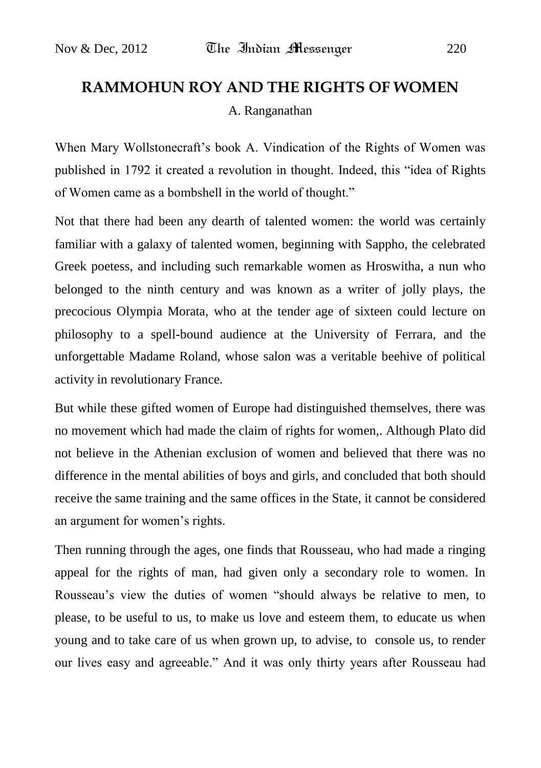## RAMMOHUN ROY AND THE RIGHTS OF WOMEN

A. Ranganathan

When Mary Wollstonecraft's book A. Vindication of the Rights of Women was published in 1792 it created a revolution in thought. Indeed, this "idea of Rights of Women came as a bombshell in the world of thought."

Not that there had been any dearth of talented women: the world was certainly familiar with a galaxy of talented women, beginning with Sappho, the celebrated Greek poetess, and including such remarkable women as Hroswitha, a nun who belonged to the ninth century and was known as a writer of jolly plays, the precocious Olympia Morata, who at the tender age of sixteen could lecture on philosophy to a spell-bound audience at the University of Ferrara, and the unforgettable Madame Roland, whose salon was a veritable beehive of political activity in revolutionary France.

But while these gifted women of Europe had distinguished themselves, there was no movement which had made the claim of rights for women,. Although Plato did not believe in the Athenian exclusion of women and believed that there was no difference in the mental abilities of boys and girls, and concluded that both should receive the same training and the same offices in the State, it cannot be considered an argument for women's rights.

Then running through the ages, one finds that Rousseau, who had made a ringing appeal for the rights of man, had given only a secondary role to women. In Rousseau's view the duties of women "should always be relative to men, to please, to be useful to us, to make us love and esteem them, to educate us when young and to take care of us when grown up, to advise, to console us, to render our lives easy and agreeable." And it was only thirty years after Rousseau had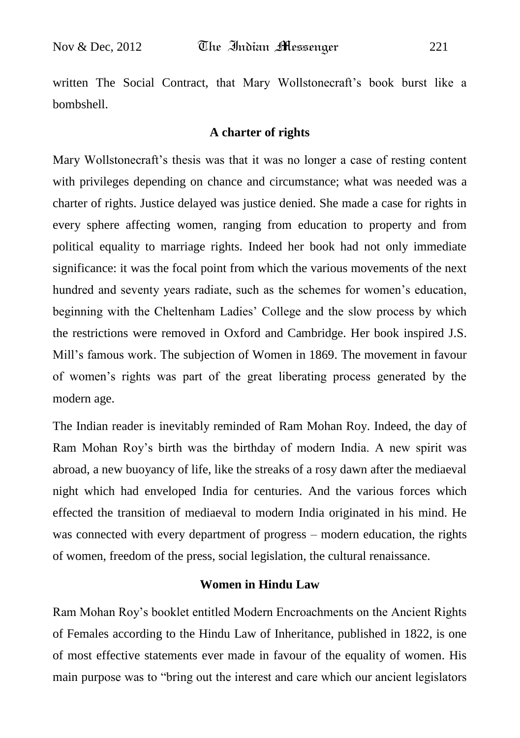written The Social Contract, that Mary Wollstonecraft's book burst like a bombshell.

### A charter of rights

Mary Wollstonecraft's thesis was that it was no longer a case of resting content with privileges depending on chance and circumstance; what was needed was a charter of rights. Justice delayed was justice denied. She made a case for rights in every sphere affecting women, ranging from education to property and from political equality to marriage rights. Indeed her book had not only immediate significance: it was the focal point from which the various movements of the next hundred and seventy years radiate, such as the schemes for women's education, beginning with the Cheltenham Ladies' College and the slow process by which the restrictions were removed in Oxford and Cambridge. Her book inspired J.S. Mill's famous work. The subjection of Women in 1869. The movement in favour of women's rights was part of the great liberating process generated by the modern age.

The Indian reader is inevitably reminded of Ram Mohan Roy. Indeed, the day of Ram Mohan Roy's birth was the birthday of modern India. A new spirit was abroad, a new buoyancy of life, like the streaks of a rosy dawn after the mediaeval night which had enveloped India for centuries. And the various forces which effected the transition of mediaeval to modern India originated in his mind. He was connected with every department of progress – modern education, the rights of women, freedom of the press, social legislation, the cultural renaissance.

### Women in Hindu Law

Ram Mohan Roy's booklet entitled Modern Encroachments on the Ancient Rights of Females according to the Hindu Law of Inheritance, published in 1822, is one of most effective statements ever made in favour of the equality of women. His main purpose was to "bring out the interest and care which our ancient legislators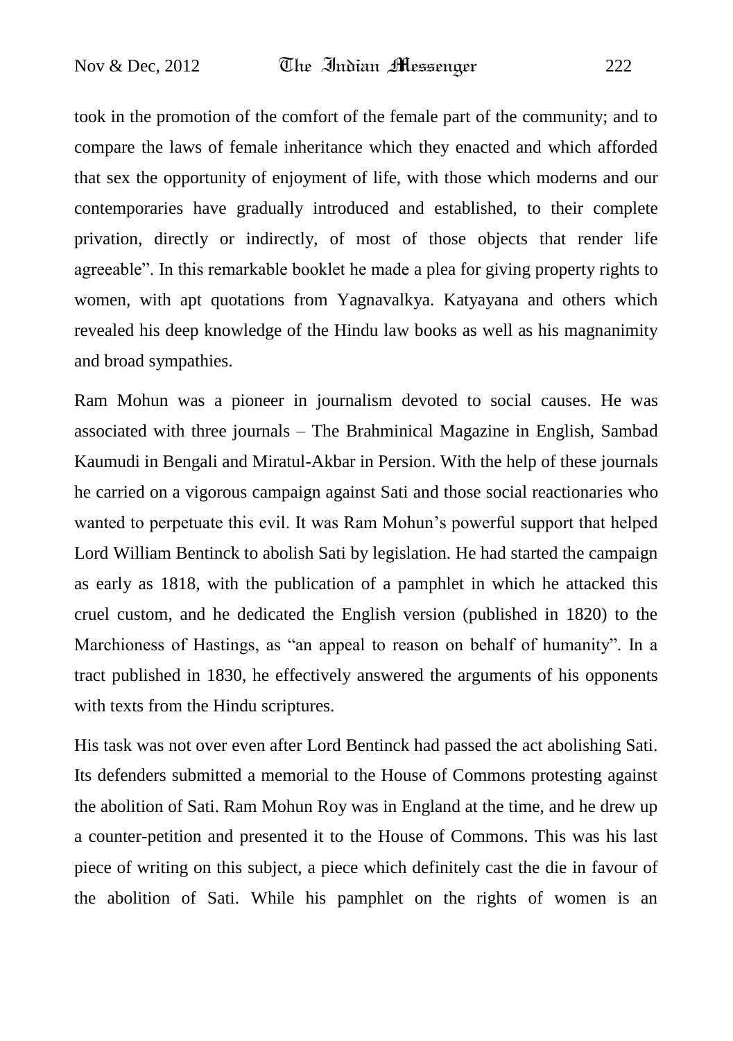took in the promotion of the comfort of the female part of the community; and to compare the laws of female inheritance which they enacted and which afforded that sex the opportunity of enjoyment of life, with those which moderns and our contemporaries have gradually introduced and established, to their complete privation, directly or indirectly, of most of those objects that render life agreeable". In this remarkable booklet he made a plea for giving property rights to women, with apt quotations from Yagnavalkya. Katyayana and others which revealed his deep knowledge of the Hindu law books as well as his magnanimity and broad sympathies.

Ram Mohun was a pioneer in journalism devoted to social causes. He was associated with three journals – The Brahminical Magazine in English, Sambad Kaumudi in Bengali and Miratul-Akbar in Persion. With the help of these journals he carried on a vigorous campaign against Sati and those social reactionaries who wanted to perpetuate this evil. It was Ram Mohun's powerful support that helped Lord William Bentinck to abolish Sati by legislation. He had started the campaign as early as 1818, with the publication of a pamphlet in which he attacked this cruel custom, and he dedicated the English version (published in 1820) to the Marchioness of Hastings, as "an appeal to reason on behalf of humanity". In a tract published in 1830, he effectively answered the arguments of his opponents with texts from the Hindu scriptures.

His task was not over even after Lord Bentinck had passed the act abolishing Sati. Its defenders submitted a memorial to the House of Commons protesting against the abolition of Sati. Ram Mohun Roy was in England at the time, and he drew up a counter-petition and presented it to the House of Commons. This was his last piece of writing on this subject, a piece which definitely cast the die in favour of the abolition of Sati. While his pamphlet on the rights of women is an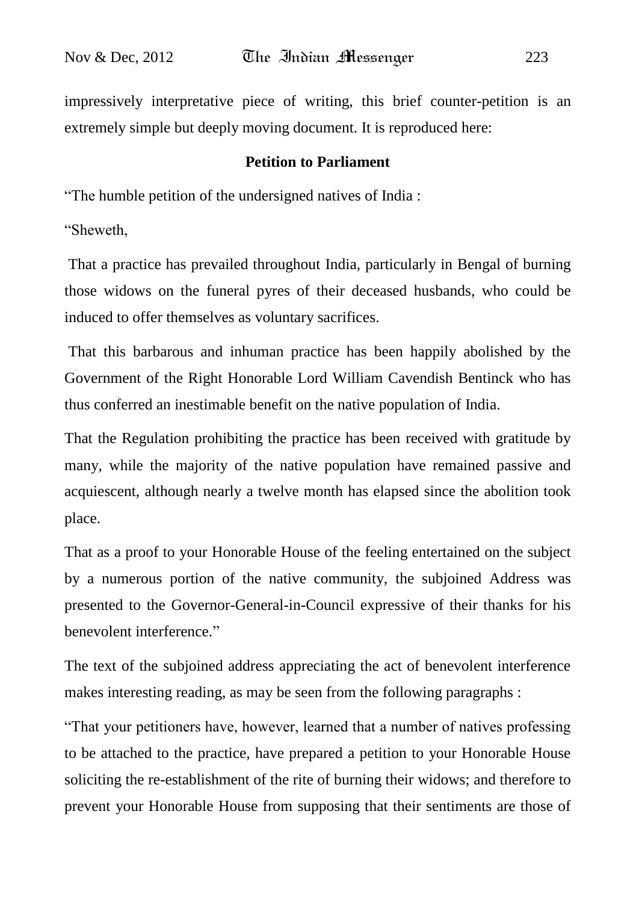impressively interpretative piece of writing, this brief counter-petition is an extremely simple but deeply moving document. It is reproduced here:

**Petition to Parliament**

"The humble petition of the undersigned natives of India :

"Sheweth,

That a practice has prevailed throughout India, particularly in Bengal of burning those widows on the funeral pyres of their deceased husbands, who could be induced to offer themselves as voluntary sacrifices.

That this barbarous and inhuman practice has been happily abolished by the Government of the Right Honorable Lord William Cavendish Bentinck who has thus conferred an inestimable benefit on the native population of India.

That the Regulation prohibiting the practice has been received with gratitude by many, while the majority of the native population have remained passive and acquiescent, although nearly a twelve month has elapsed since the abolition took place.

That as a proof to your Honorable House of the feeling entertained on the subject by a numerous portion of the native community, the subjoined Address was presented to the Governor-General-in-Council expressive of their thanks for his benevolent interference."

The text of the subjoined address appreciating the act of benevolent interference makes interesting reading, as may be seen from the following paragraphs :

"That your petitioners have, however, learned that a number of natives professing to be attached to the practice, have prepared a petition to your Honorable House soliciting the re-establishment of the rite of burning their widows; and therefore to prevent your Honorable House from supposing that their sentiments are those of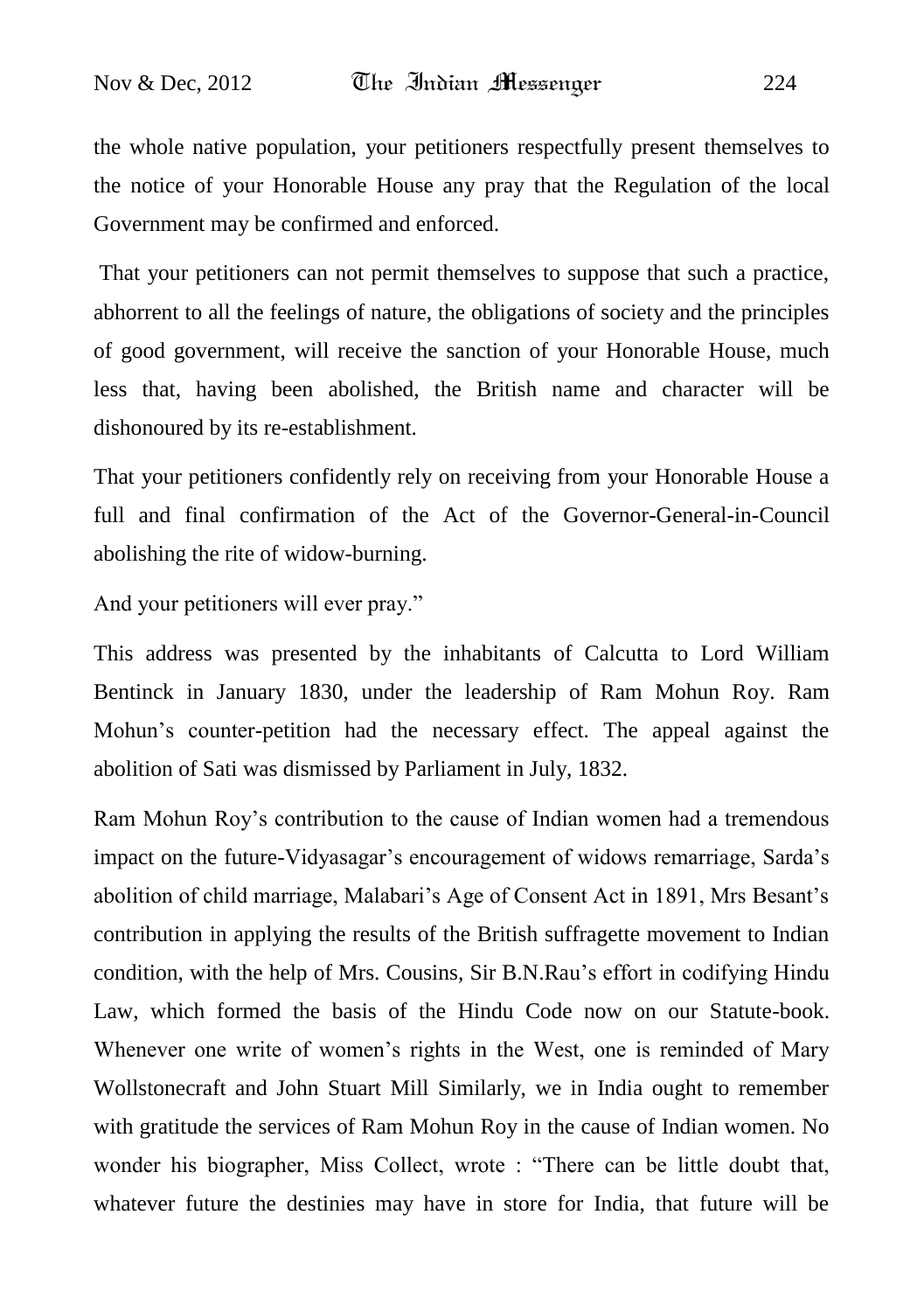the whole native population, your petitioners respectfully present themselves to the notice of your Honorable House any pray that the Regulation of the local Government may be confirmed and enforced.

That your petitioners can not permit themselves to suppose that such a practice, abhorrent to all the feelings of nature, the obligations of society and the principles of good government, will receive the sanction of your Honorable House, much less that, having been abolished, the British name and character will be dishonoured by its re-establishment.

That your petitioners confidently rely on receiving from your Honorable House a full and final confirmation of the Act of the Governor-General-in-Council abolishing the rite of widow-burning.

And your petitioners will ever pray."

This address was presented by the inhabitants of Calcutta to Lord William Bentinck in January 1830, under the leadership of Ram Mohun Roy. Ram Mohun's counter-petition had the necessary effect. The appeal against the abolition of Sati was dismissed by Parliament in July, 1832.

Ram Mohun Roy's contribution to the cause of Indian women had a tremendous impact on the future-Vidyasagar's encouragement of widows remarriage, Sarda's abolition of child marriage, Malabari's Age of Consent Act in 1891, Mrs Besant's contribution in applying the results of the British suffragette movement to Indian condition, with the help of Mrs. Cousins, Sir B.N.Rau's effort in codifying Hindu Law, which formed the basis of the Hindu Code now on our Statute-book. Whenever one write of women's rights in the West, one is reminded of Mary Wollstonecraft and John Stuart Mill Similarly, we in India ought to remember with gratitude the services of Ram Mohun Roy in the cause of Indian women. No wonder his biographer, Miss Collect, wrote : "There can be little doubt that, whatever future the destinies may have in store for India, that future will be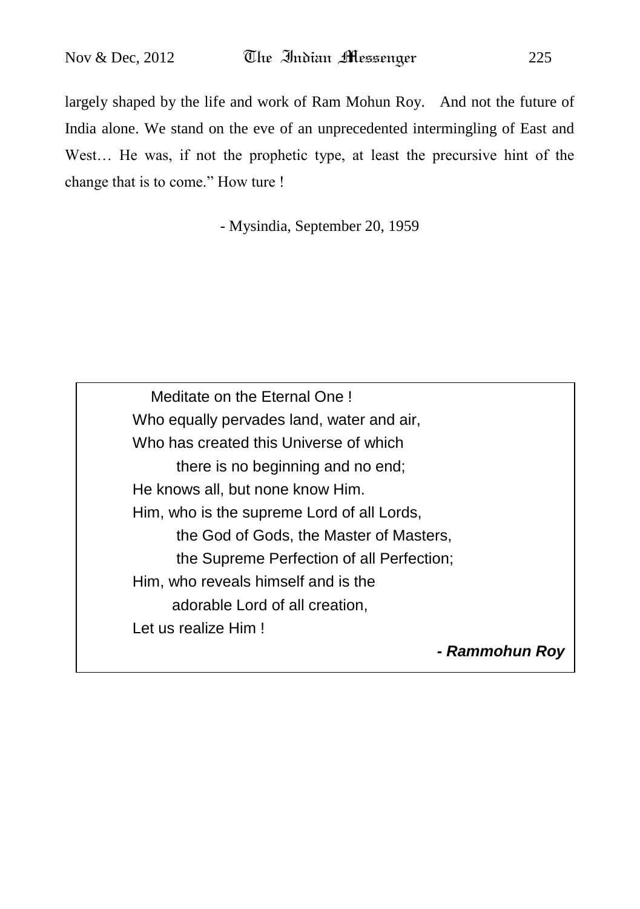largely shaped by the life and work of Ram Mohun Roy. And not the future of India alone. We stand on the eve of an unprecedented intermingling of East and West… He was, if not the prophetic type, at least the precursive hint of the change that is to come." How ture !

- Mysindia, September 20, 1959

Meditate on the Eternal One !
Who equally pervades land, water and air,
Who has created this Universe of which
there is no beginning and no end;
He knows all, but none know Him.
Him, who is the supreme Lord of all Lords,
the God of Gods, the Master of Masters,
the Supreme Perfection of all Perfection;
Him, who reveals himself and is the
adorable Lord of all creation,
Let us realize Him !

***- Rammohun Roy***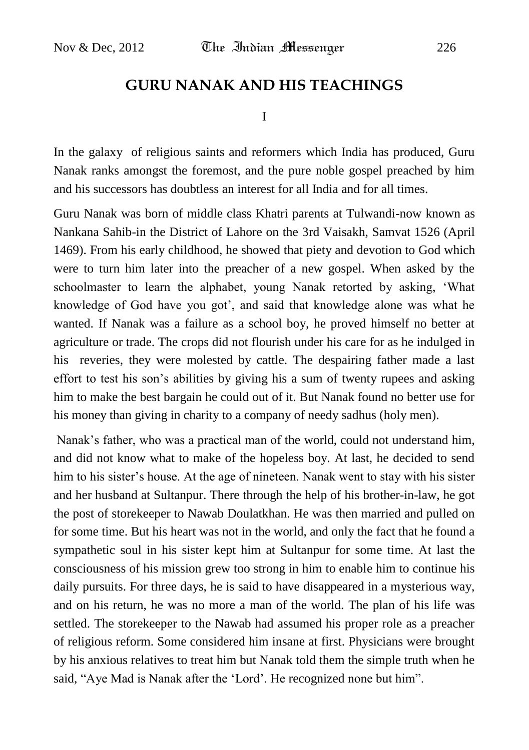## GURU NANAK AND HIS TEACHINGS

I

In the galaxy of religious saints and reformers which India has produced, Guru Nanak ranks amongst the foremost, and the pure noble gospel preached by him and his successors has doubtless an interest for all India and for all times.

Guru Nanak was born of middle class Khatri parents at Tulwandi-now known as Nankana Sahib-in the District of Lahore on the 3rd Vaisakh, Samvat 1526 (April 1469). From his early childhood, he showed that piety and devotion to God which were to turn him later into the preacher of a new gospel. When asked by the schoolmaster to learn the alphabet, young Nanak retorted by asking, 'What knowledge of God have you got', and said that knowledge alone was what he wanted. If Nanak was a failure as a school boy, he proved himself no better at agriculture or trade. The crops did not flourish under his care for as he indulged in his reveries, they were molested by cattle. The despairing father made a last effort to test his son's abilities by giving his a sum of twenty rupees and asking him to make the best bargain he could out of it. But Nanak found no better use for his money than giving in charity to a company of needy sadhus (holy men).

Nanak's father, who was a practical man of the world, could not understand him, and did not know what to make of the hopeless boy. At last, he decided to send him to his sister's house. At the age of nineteen. Nanak went to stay with his sister and her husband at Sultanpur. There through the help of his brother-in-law, he got the post of storekeeper to Nawab Doulatkhan. He was then married and pulled on for some time. But his heart was not in the world, and only the fact that he found a sympathetic soul in his sister kept him at Sultanpur for some time. At last the consciousness of his mission grew too strong in him to enable him to continue his daily pursuits. For three days, he is said to have disappeared in a mysterious way, and on his return, he was no more a man of the world. The plan of his life was settled. The storekeeper to the Nawab had assumed his proper role as a preacher of religious reform. Some considered him insane at first. Physicians were brought by his anxious relatives to treat him but Nanak told them the simple truth when he said, "Aye Mad is Nanak after the 'Lord'. He recognized none but him".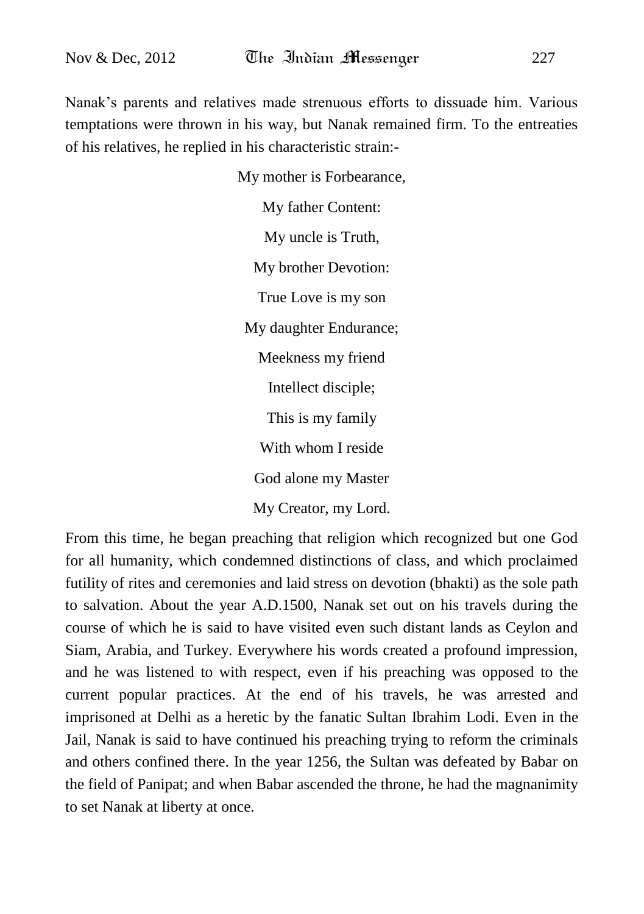Nanak's parents and relatives made strenuous efforts to dissuade him. Various temptations were thrown in his way, but Nanak remained firm. To the entreaties of his relatives, he replied in his characteristic strain:-

My mother is Forbearance,  
My father Content:  
My uncle is Truth,  
My brother Devotion:  
True Love is my son  
My daughter Endurance;  
Meekness my friend  
Intellect disciple;  
This is my family  
With whom I reside  
God alone my Master  
My Creator, my Lord.

From this time, he began preaching that religion which recognized but one God for all humanity, which condemned distinctions of class, and which proclaimed futility of rites and ceremonies and laid stress on devotion (bhakti) as the sole path to salvation. About the year A.D.1500, Nanak set out on his travels during the course of which he is said to have visited even such distant lands as Ceylon and Siam, Arabia, and Turkey. Everywhere his words created a profound impression, and he was listened to with respect, even if his preaching was opposed to the current popular practices. At the end of his travels, he was arrested and imprisoned at Delhi as a heretic by the fanatic Sultan Ibrahim Lodi. Even in the Jail, Nanak is said to have continued his preaching trying to reform the criminals and others confined there. In the year 1256, the Sultan was defeated by Babar on the field of Panipat; and when Babar ascended the throne, he had the magnanimity to set Nanak at liberty at once.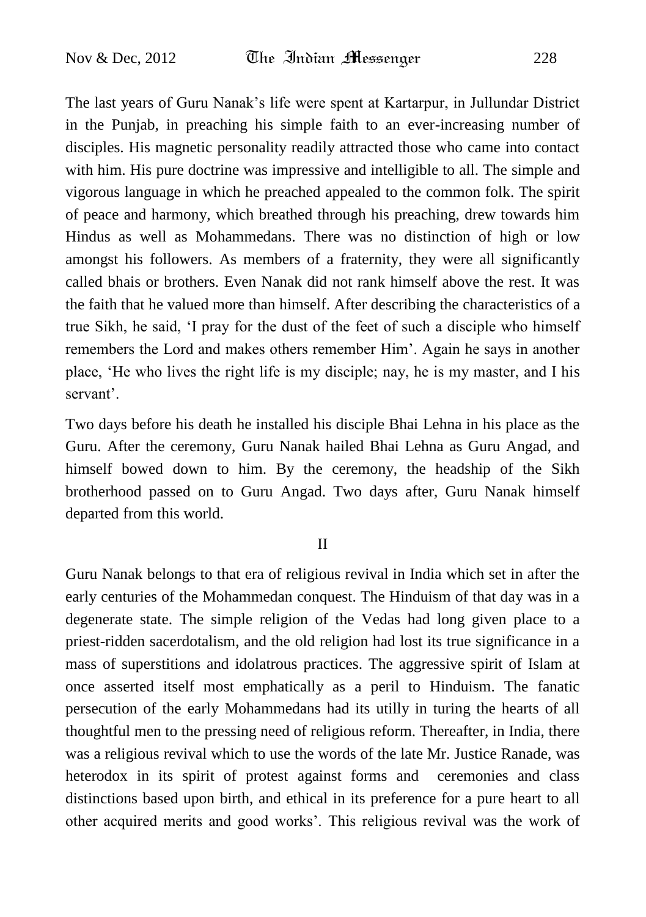The last years of Guru Nanak's life were spent at Kartarpur, in Jullundar District in the Punjab, in preaching his simple faith to an ever-increasing number of disciples. His magnetic personality readily attracted those who came into contact with him. His pure doctrine was impressive and intelligible to all. The simple and vigorous language in which he preached appealed to the common folk. The spirit of peace and harmony, which breathed through his preaching, drew towards him Hindus as well as Mohammedans. There was no distinction of high or low amongst his followers. As members of a fraternity, they were all significantly called bhais or brothers. Even Nanak did not rank himself above the rest. It was the faith that he valued more than himself. After describing the characteristics of a true Sikh, he said, 'I pray for the dust of the feet of such a disciple who himself remembers the Lord and makes others remember Him'. Again he says in another place, 'He who lives the right life is my disciple; nay, he is my master, and I his servant'.

Two days before his death he installed his disciple Bhai Lehna in his place as the Guru. After the ceremony, Guru Nanak hailed Bhai Lehna as Guru Angad, and himself bowed down to him. By the ceremony, the headship of the Sikh brotherhood passed on to Guru Angad. Two days after, Guru Nanak himself departed from this world.

## II

Guru Nanak belongs to that era of religious revival in India which set in after the early centuries of the Mohammedan conquest. The Hinduism of that day was in a degenerate state. The simple religion of the Vedas had long given place to a priest-ridden sacerdotalism, and the old religion had lost its true significance in a mass of superstitions and idolatrous practices. The aggressive spirit of Islam at once asserted itself most emphatically as a peril to Hinduism. The fanatic persecution of the early Mohammedans had its utilly in turing the hearts of all thoughtful men to the pressing need of religious reform. Thereafter, in India, there was a religious revival which to use the words of the late Mr. Justice Ranade, was heterodox in its spirit of protest against forms and ceremonies and class distinctions based upon birth, and ethical in its preference for a pure heart to all other acquired merits and good works'. This religious revival was the work of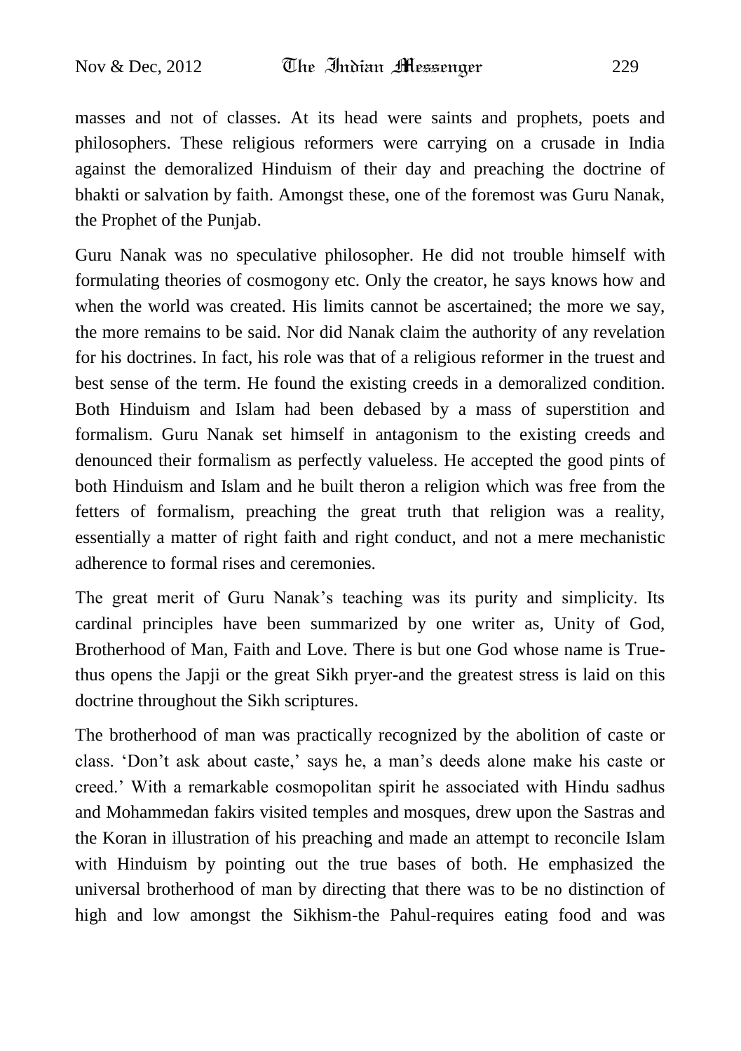masses and not of classes. At its head were saints and prophets, poets and philosophers. These religious reformers were carrying on a crusade in India against the demoralized Hinduism of their day and preaching the doctrine of bhakti or salvation by faith. Amongst these, one of the foremost was Guru Nanak, the Prophet of the Punjab.

Guru Nanak was no speculative philosopher. He did not trouble himself with formulating theories of cosmogony etc. Only the creator, he says knows how and when the world was created. His limits cannot be ascertained; the more we say, the more remains to be said. Nor did Nanak claim the authority of any revelation for his doctrines. In fact, his role was that of a religious reformer in the truest and best sense of the term. He found the existing creeds in a demoralized condition. Both Hinduism and Islam had been debased by a mass of superstition and formalism. Guru Nanak set himself in antagonism to the existing creeds and denounced their formalism as perfectly valueless. He accepted the good pints of both Hinduism and Islam and he built theron a religion which was free from the fetters of formalism, preaching the great truth that religion was a reality, essentially a matter of right faith and right conduct, and not a mere mechanistic adherence to formal rises and ceremonies.

The great merit of Guru Nanak's teaching was its purity and simplicity. Its cardinal principles have been summarized by one writer as, Unity of God, Brotherhood of Man, Faith and Love. There is but one God whose name is True-thus opens the Japji or the great Sikh pryer-and the greatest stress is laid on this doctrine throughout the Sikh scriptures.

The brotherhood of man was practically recognized by the abolition of caste or class. 'Don't ask about caste,' says he, a man's deeds alone make his caste or creed.' With a remarkable cosmopolitan spirit he associated with Hindu sadhus and Mohammedan fakirs visited temples and mosques, drew upon the Sastras and the Koran in illustration of his preaching and made an attempt to reconcile Islam with Hinduism by pointing out the true bases of both. He emphasized the universal brotherhood of man by directing that there was to be no distinction of high and low amongst the Sikhism-the Pahul-requires eating food and was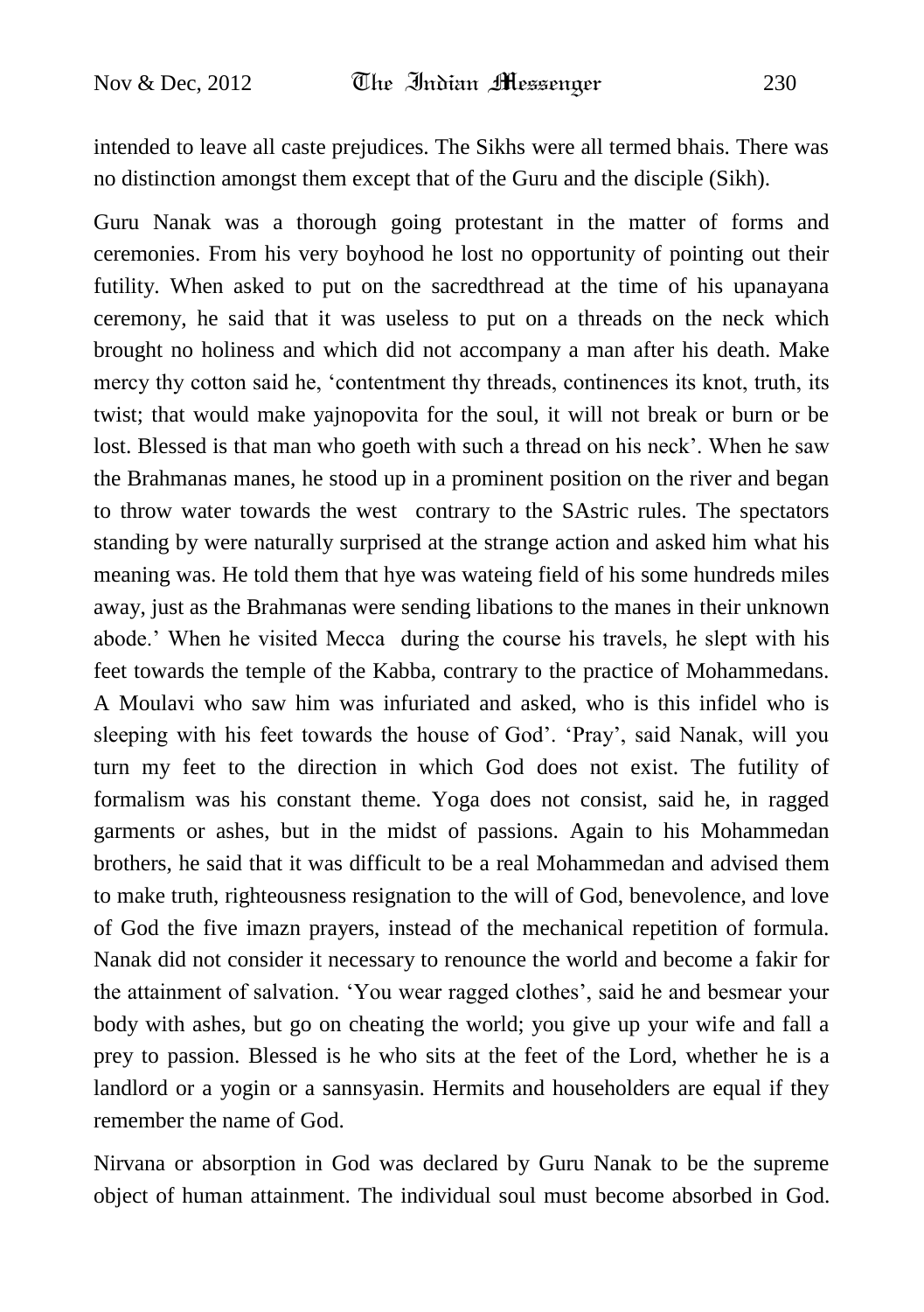intended to leave all caste prejudices. The Sikhs were all termed bhais. There was no distinction amongst them except that of the Guru and the disciple (Sikh).

Guru Nanak was a thorough going protestant in the matter of forms and ceremonies. From his very boyhood he lost no opportunity of pointing out their futility. When asked to put on the sacredthread at the time of his upanayana ceremony, he said that it was useless to put on a threads on the neck which brought no holiness and which did not accompany a man after his death. Make mercy thy cotton said he, 'contentment thy threads, continences its knot, truth, its twist; that would make yajnopovita for the soul, it will not break or burn or be lost. Blessed is that man who goeth with such a thread on his neck'. When he saw the Brahmanas manes, he stood up in a prominent position on the river and began to throw water towards the west contrary to the SAstric rules. The spectators standing by were naturally surprised at the strange action and asked him what his meaning was. He told them that hye was wateing field of his some hundreds miles away, just as the Brahmanas were sending libations to the manes in their unknown abode.' When he visited Mecca during the course his travels, he slept with his feet towards the temple of the Kabba, contrary to the practice of Mohammedans. A Moulavi who saw him was infuriated and asked, who is this infidel who is sleeping with his feet towards the house of God'. 'Pray', said Nanak, will you turn my feet to the direction in which God does not exist. The futility of formalism was his constant theme. Yoga does not consist, said he, in ragged garments or ashes, but in the midst of passions. Again to his Mohammedan brothers, he said that it was difficult to be a real Mohammedan and advised them to make truth, righteousness resignation to the will of God, benevolence, and love of God the five imazn prayers, instead of the mechanical repetition of formula. Nanak did not consider it necessary to renounce the world and become a fakir for the attainment of salvation. 'You wear ragged clothes', said he and besmear your body with ashes, but go on cheating the world; you give up your wife and fall a prey to passion. Blessed is he who sits at the feet of the Lord, whether he is a landlord or a yogin or a sannsyasin. Hermits and householders are equal if they remember the name of God.

Nirvana or absorption in God was declared by Guru Nanak to be the supreme object of human attainment. The individual soul must become absorbed in God.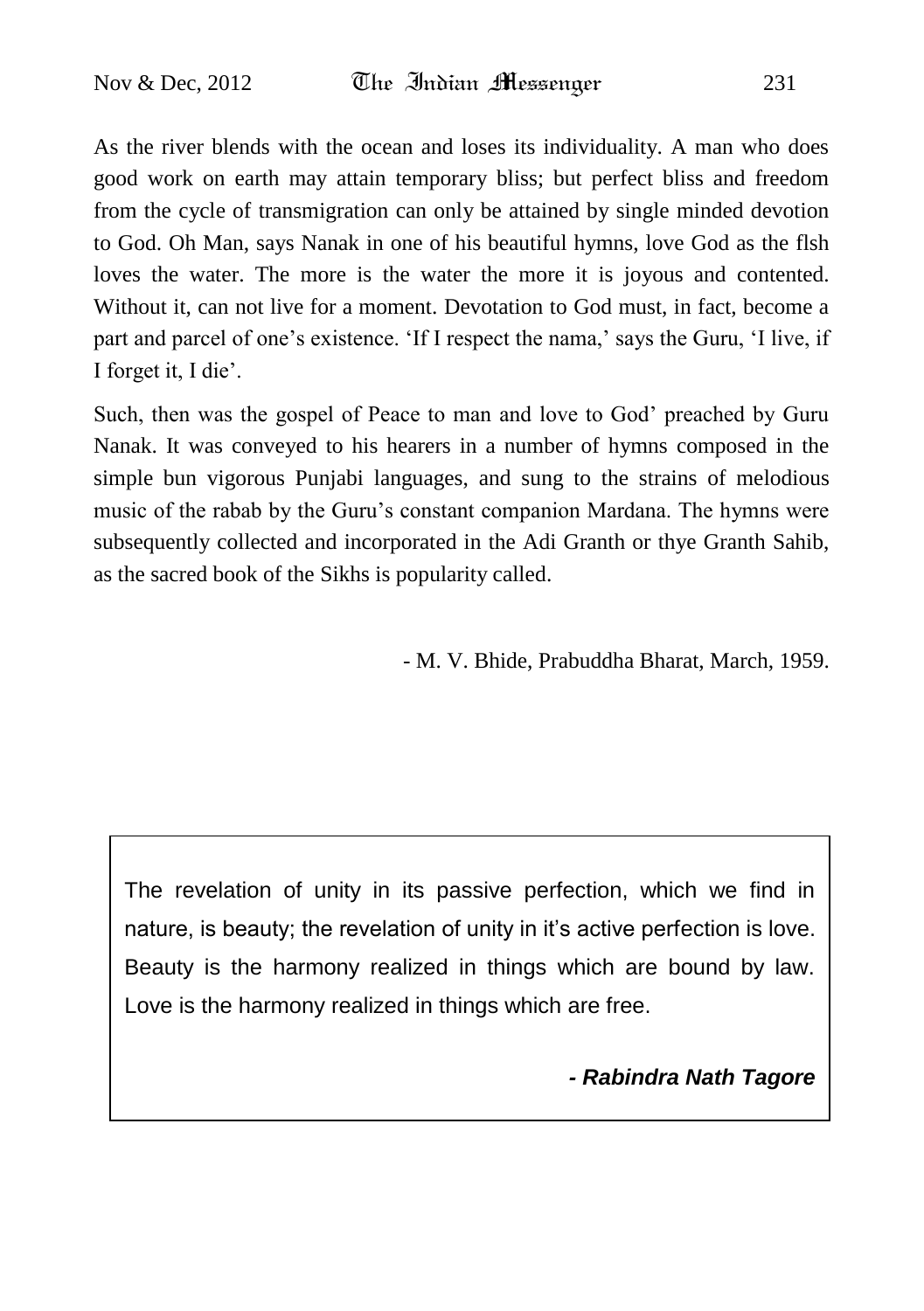As the river blends with the ocean and loses its individuality. A man who does good work on earth may attain temporary bliss; but perfect bliss and freedom from the cycle of transmigration can only be attained by single minded devotion to God. Oh Man, says Nanak in one of his beautiful hymns, love God as the flsh loves the water. The more is the water the more it is joyous and contented. Without it, can not live for a moment. Devotation to God must, in fact, become a part and parcel of one's existence. 'If I respect the nama,' says the Guru, 'I live, if I forget it, I die'.

Such, then was the gospel of Peace to man and love to God' preached by Guru Nanak. It was conveyed to his hearers in a number of hymns composed in the simple bun vigorous Punjabi languages, and sung to the strains of melodious music of the rabab by the Guru's constant companion Mardana. The hymns were subsequently collected and incorporated in the Adi Granth or thye Granth Sahib, as the sacred book of the Sikhs is popularity called.

- M. V. Bhide, Prabuddha Bharat, March, 1959.

---

The revelation of unity in its passive perfection, which we find in nature, is beauty; the revelation of unity in it's active perfection is love. Beauty is the harmony realized in things which are bound by law. Love is the harmony realized in things which are free.

***- Rabindra Nath Tagore***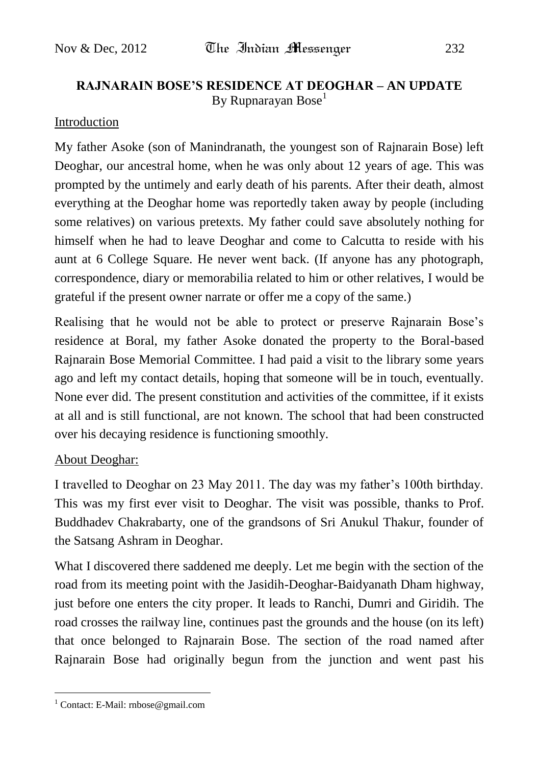## RAJNARAIN BOSE'S RESIDENCE AT DEOGHAR – AN UPDATE

By Rupnarayan Bose[1]

Introduction

My father Asoke (son of Manindranath, the youngest son of Rajnarain Bose) left Deoghar, our ancestral home, when he was only about 12 years of age. This was prompted by the untimely and early death of his parents. After their death, almost everything at the Deoghar home was reportedly taken away by people (including some relatives) on various pretexts. My father could save absolutely nothing for himself when he had to leave Deoghar and come to Calcutta to reside with his aunt at 6 College Square. He never went back. (If anyone has any photograph, correspondence, diary or memorabilia related to him or other relatives, I would be grateful if the present owner narrate or offer me a copy of the same.)

Realising that he would not be able to protect or preserve Rajnarain Bose's residence at Boral, my father Asoke donated the property to the Boral-based Rajnarain Bose Memorial Committee. I had paid a visit to the library some years ago and left my contact details, hoping that someone will be in touch, eventually. None ever did. The present constitution and activities of the committee, if it exists at all and is still functional, are not known. The school that had been constructed over his decaying residence is functioning smoothly.

About Deoghar:

I travelled to Deoghar on 23 May 2011. The day was my father's 100th birthday. This was my first ever visit to Deoghar. The visit was possible, thanks to Prof. Buddhadev Chakrabarty, one of the grandsons of Sri Anukul Thakur, founder of the Satsang Ashram in Deoghar.

What I discovered there saddened me deeply. Let me begin with the section of the road from its meeting point with the Jasidih-Deoghar-Baidyanath Dham highway, just before one enters the city proper. It leads to Ranchi, Dumri and Giridih. The road crosses the railway line, continues past the grounds and the house (on its left) that once belonged to Rajnarain Bose. The section of the road named after Rajnarain Bose had originally begun from the junction and went past his

[1] Contact: E-Mail: rnbose@gmail.com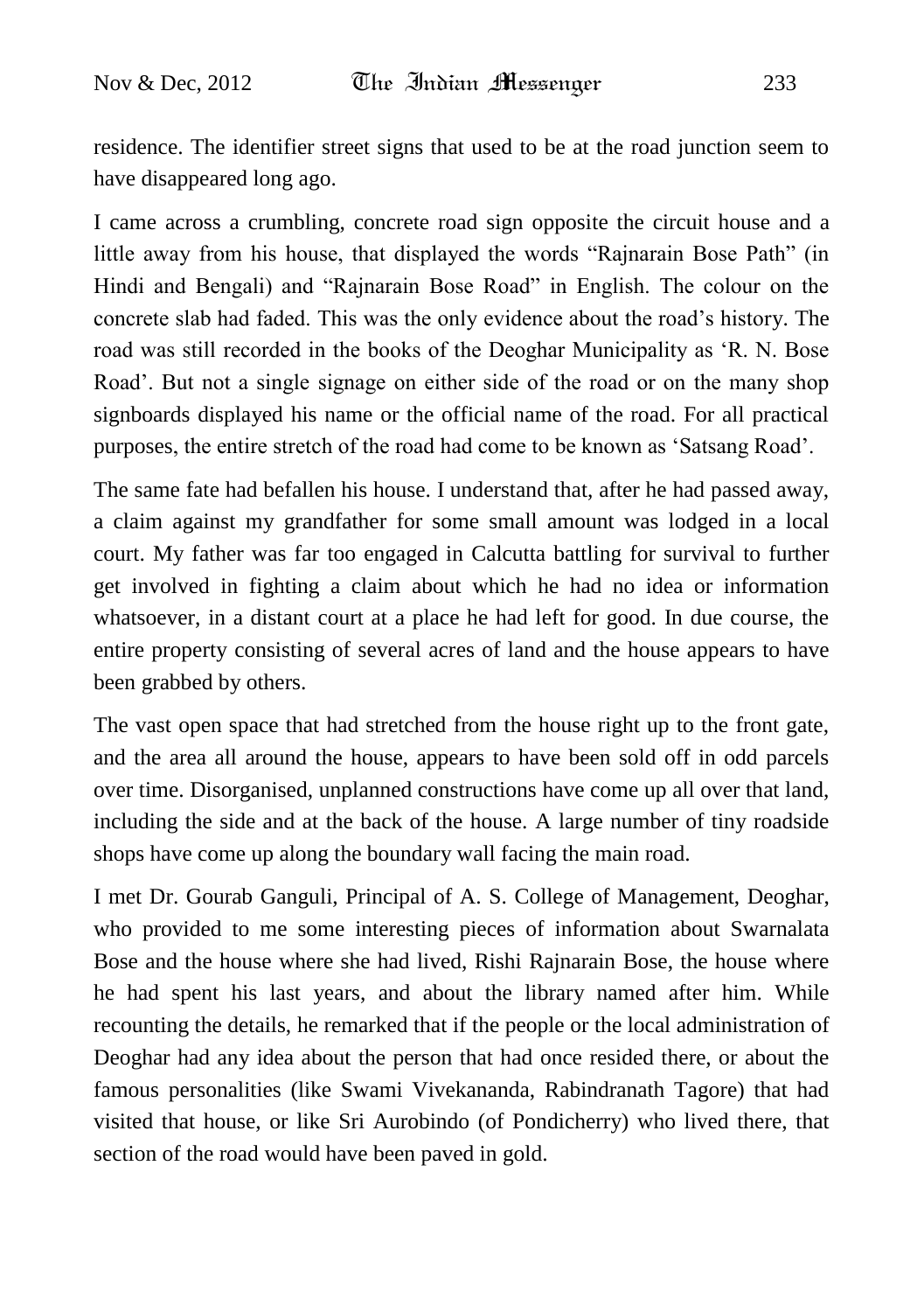residence. The identifier street signs that used to be at the road junction seem to have disappeared long ago.

I came across a crumbling, concrete road sign opposite the circuit house and a little away from his house, that displayed the words "Rajnarain Bose Path" (in Hindi and Bengali) and "Rajnarain Bose Road" in English. The colour on the concrete slab had faded. This was the only evidence about the road's history. The road was still recorded in the books of the Deoghar Municipality as 'R. N. Bose Road'. But not a single signage on either side of the road or on the many shop signboards displayed his name or the official name of the road. For all practical purposes, the entire stretch of the road had come to be known as 'Satsang Road'.

The same fate had befallen his house. I understand that, after he had passed away, a claim against my grandfather for some small amount was lodged in a local court. My father was far too engaged in Calcutta battling for survival to further get involved in fighting a claim about which he had no idea or information whatsoever, in a distant court at a place he had left for good. In due course, the entire property consisting of several acres of land and the house appears to have been grabbed by others.

The vast open space that had stretched from the house right up to the front gate, and the area all around the house, appears to have been sold off in odd parcels over time. Disorganised, unplanned constructions have come up all over that land, including the side and at the back of the house. A large number of tiny roadside shops have come up along the boundary wall facing the main road.

I met Dr. Gourab Ganguli, Principal of A. S. College of Management, Deoghar, who provided to me some interesting pieces of information about Swarnalata Bose and the house where she had lived, Rishi Rajnarain Bose, the house where he had spent his last years, and about the library named after him. While recounting the details, he remarked that if the people or the local administration of Deoghar had any idea about the person that had once resided there, or about the famous personalities (like Swami Vivekananda, Rabindranath Tagore) that had visited that house, or like Sri Aurobindo (of Pondicherry) who lived there, that section of the road would have been paved in gold.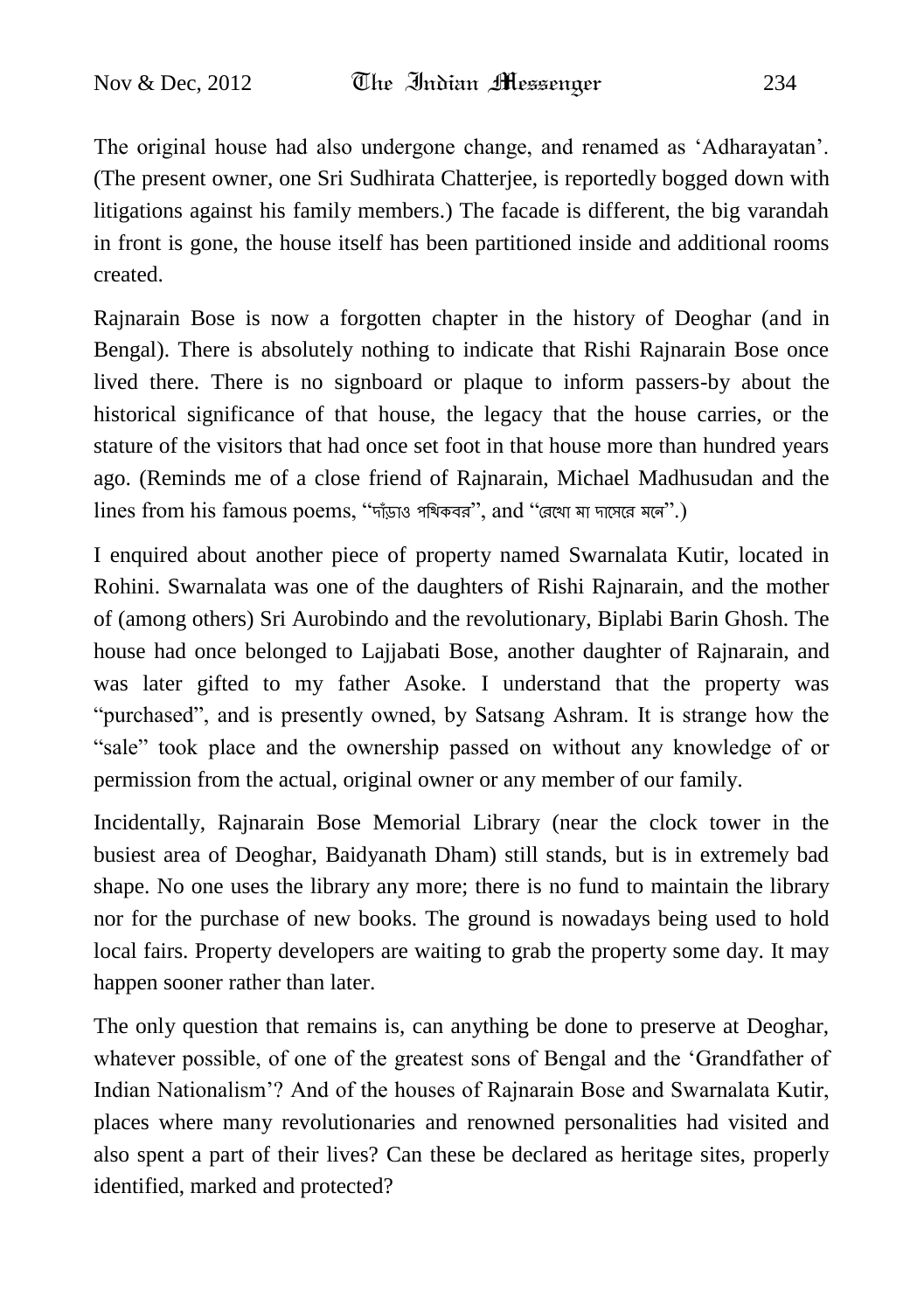The original house had also undergone change, and renamed as 'Adharayatan'. (The present owner, one Sri Sudhirata Chatterjee, is reportedly bogged down with litigations against his family members.) The facade is different, the big varandah in front is gone, the house itself has been partitioned inside and additional rooms created.

Rajnarain Bose is now a forgotten chapter in the history of Deoghar (and in Bengal). There is absolutely nothing to indicate that Rishi Rajnarain Bose once lived there. There is no signboard or plaque to inform passers-by about the historical significance of that house, the legacy that the house carries, or the stature of the visitors that had once set foot in that house more than hundred years ago. (Reminds me of a close friend of Rajnarain, Michael Madhusudan and the lines from his famous poems, "দাঁড়াও পথিকবর", and "রেখো মা দাসেরে মনে".)

I enquired about another piece of property named Swarnalata Kutir, located in Rohini. Swarnalata was one of the daughters of Rishi Rajnarain, and the mother of (among others) Sri Aurobindo and the revolutionary, Biplabi Barin Ghosh. The house had once belonged to Lajjabati Bose, another daughter of Rajnarain, and was later gifted to my father Asoke. I understand that the property was "purchased", and is presently owned, by Satsang Ashram. It is strange how the "sale" took place and the ownership passed on without any knowledge of or permission from the actual, original owner or any member of our family.

Incidentally, Rajnarain Bose Memorial Library (near the clock tower in the busiest area of Deoghar, Baidyanath Dham) still stands, but is in extremely bad shape. No one uses the library any more; there is no fund to maintain the library nor for the purchase of new books. The ground is nowadays being used to hold local fairs. Property developers are waiting to grab the property some day. It may happen sooner rather than later.

The only question that remains is, can anything be done to preserve at Deoghar, whatever possible, of one of the greatest sons of Bengal and the 'Grandfather of Indian Nationalism'? And of the houses of Rajnarain Bose and Swarnalata Kutir, places where many revolutionaries and renowned personalities had visited and also spent a part of their lives? Can these be declared as heritage sites, properly identified, marked and protected?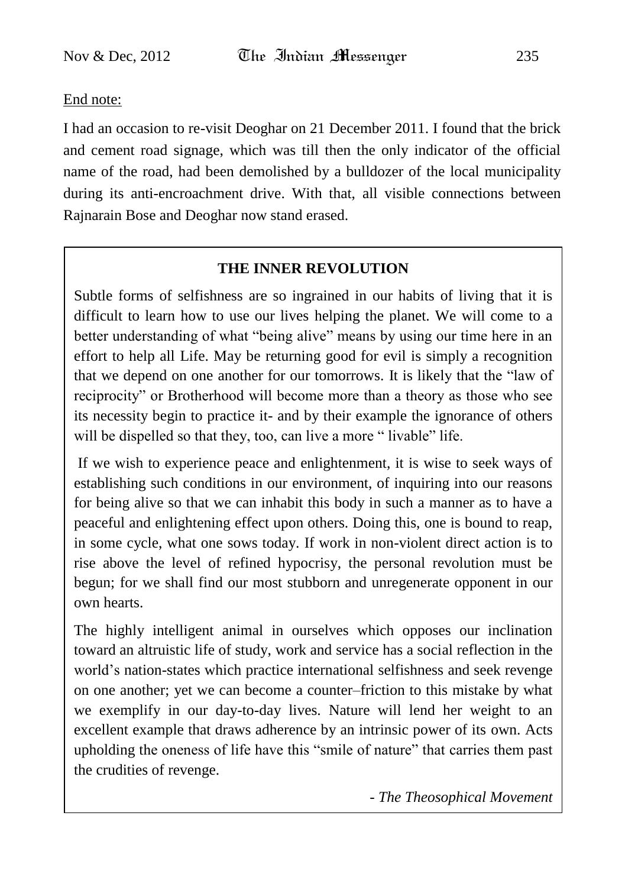End note:

I had an occasion to re-visit Deoghar on 21 December 2011. I found that the brick and cement road signage, which was till then the only indicator of the official name of the road, had been demolished by a bulldozer of the local municipality during its anti-encroachment drive. With that, all visible connections between Rajnarain Bose and Deoghar now stand erased.

### THE INNER REVOLUTION

Subtle forms of selfishness are so ingrained in our habits of living that it is difficult to learn how to use our lives helping the planet. We will come to a better understanding of what "being alive" means by using our time here in an effort to help all Life. May be returning good for evil is simply a recognition that we depend on one another for our tomorrows. It is likely that the "law of reciprocity" or Brotherhood will become more than a theory as those who see its necessity begin to practice it- and by their example the ignorance of others will be dispelled so that they, too, can live a more " livable" life.

If we wish to experience peace and enlightenment, it is wise to seek ways of establishing such conditions in our environment, of inquiring into our reasons for being alive so that we can inhabit this body in such a manner as to have a peaceful and enlightening effect upon others. Doing this, one is bound to reap, in some cycle, what one sows today. If work in non-violent direct action is to rise above the level of refined hypocrisy, the personal revolution must be begun; for we shall find our most stubborn and unregenerate opponent in our own hearts.

The highly intelligent animal in ourselves which opposes our inclination toward an altruistic life of study, work and service has a social reflection in the world's nation-states which practice international selfishness and seek revenge on one another; yet we can become a counter–friction to this mistake by what we exemplify in our day-to-day lives. Nature will lend her weight to an excellent example that draws adherence by an intrinsic power of its own. Acts upholding the oneness of life have this "smile of nature" that carries them past the crudities of revenge.

- *The Theosophical Movement*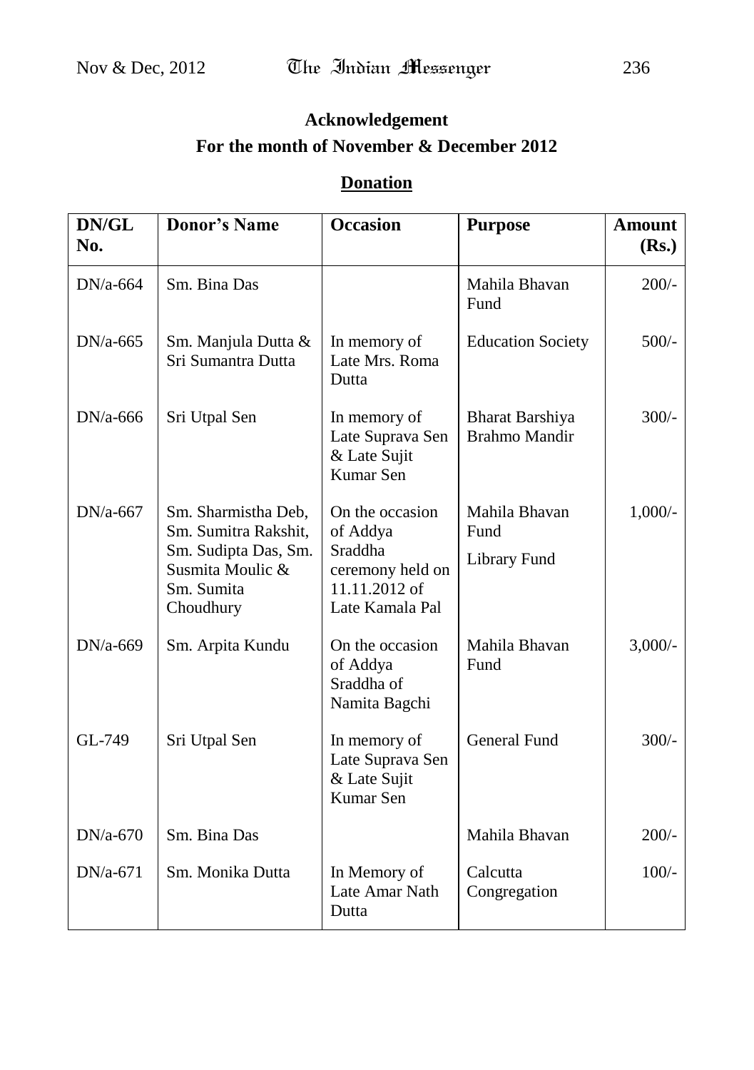## Acknowledgement

## For the month of November & December 2012

### Donation

| DN/GL No. | Donor's Name | Occasion | Purpose | Amount (Rs.) |
|---|---|---|---|---|
| DN/a-664 | Sm. Bina Das | | Mahila Bhavan Fund | 200/- |
| DN/a-665 | Sm. Manjula Dutta & Sri Sumantra Dutta | In memory of Late Mrs. Roma Dutta | Education Society | 500/- |
| DN/a-666 | Sri Utpal Sen | In memory of Late Suprava Sen & Late Sujit Kumar Sen | Bharat Barshiya Brahmo Mandir | 300/- |
| DN/a-667 | Sm. Sharmistha Deb, Sm. Sumitra Rakshit, Sm. Sudipta Das, Sm. Susmita Moulic & Sm. Sumita Choudhury | On the occasion of Addya Sraddha ceremony held on 11.11.2012 of Late Kamala Pal | Mahila Bhavan Fund Library Fund | 1,000/- |
| DN/a-669 | Sm. Arpita Kundu | On the occasion of Addya Sraddha of Namita Bagchi | Mahila Bhavan Fund | 3,000/- |
| GL-749 | Sri Utpal Sen | In memory of Late Suprava Sen & Late Sujit Kumar Sen | General Fund | 300/- |
| DN/a-670 | Sm. Bina Das | | Mahila Bhavan | 200/- |
| DN/a-671 | Sm. Monika Dutta | In Memory of Late Amar Nath Dutta | Calcutta Congregation | 100/- |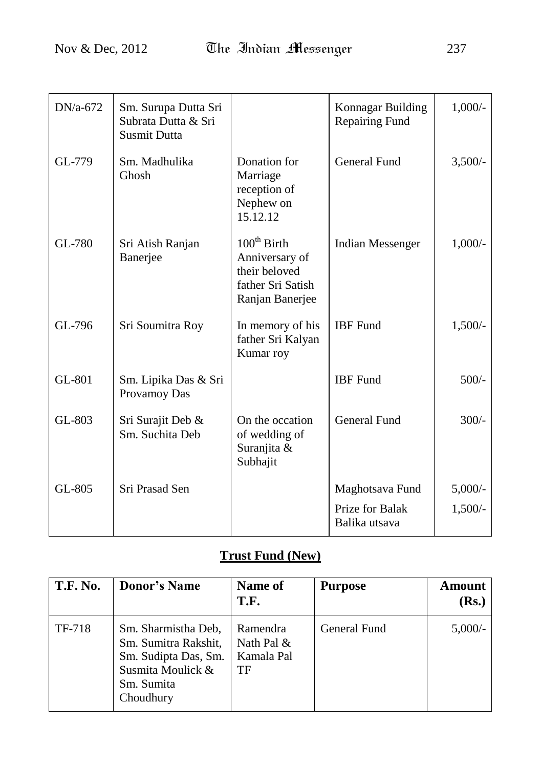| | | | | |
|---|---|---|---|---|
| DN/a-672 | Sm. Surupa Dutta Sri Subrata Dutta & Sri Susmit Dutta | | Konnagar Building Repairing Fund | 1,000/- |
| GL-779 | Sm. Madhulika Ghosh | Donation for Marriage reception of Nephew on 15.12.12 | General Fund | 3,500/- |
| GL-780 | Sri Atish Ranjan Banerjee | 100th Birth Anniversary of their beloved father Sri Satish Ranjan Banerjee | Indian Messenger | 1,000/- |
| GL-796 | Sri Soumitra Roy | In memory of his father Sri Kalyan Kumar roy | IBF Fund | 1,500/- |
| GL-801 | Sm. Lipika Das & Sri Provamoy Das | | IBF Fund | 500/- |
| GL-803 | Sri Surajit Deb & Sm. Suchita Deb | On the occation of wedding of Suranjita & Subhajit | General Fund | 300/- |
| GL-805 | Sri Prasad Sen | | Maghotsava Fund | 5,000/- |
| | | | Prize for Balak Balika utsava | 1,500/- |

## **Trust Fund (New)**

| T.F. No. | Donor's Name | Name of T.F. | Purpose | Amount (Rs.) |
|---|---|---|---|---|
| TF-718 | Sm. Sharmistha Deb, Sm. Sumitra Rakshit, Sm. Sudipta Das, Sm. Susmita Moulick & Sm. Sumita Choudhury | Ramendra Nath Pal & Kamala Pal TF | General Fund | 5,000/- |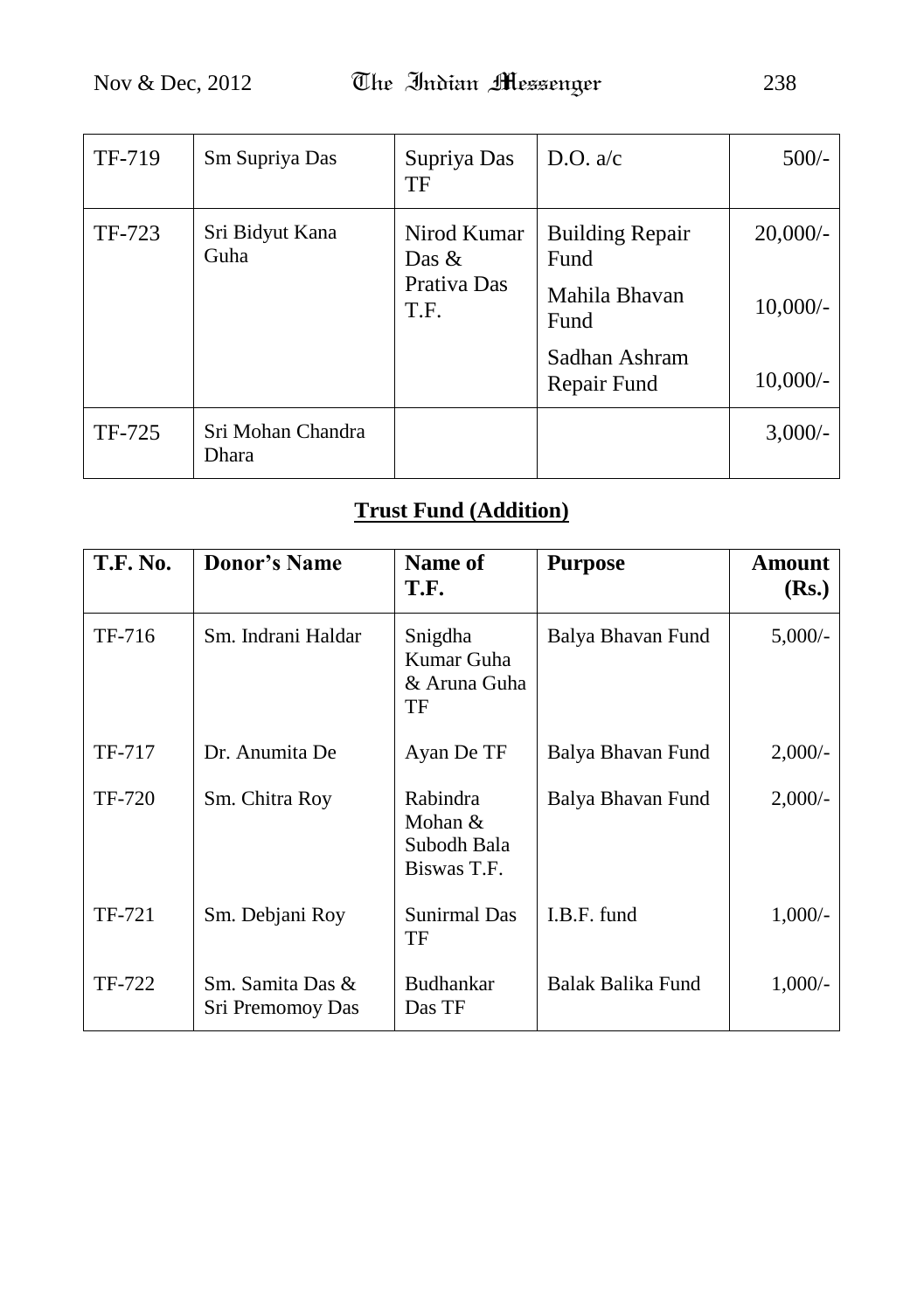| | | | | |
|---|---|---|---|---|
| TF-719 | Sm Supriya Das | Supriya Das TF | D.O. a/c | 500/- |
| TF-723 | Sri Bidyut Kana Guha | Nirod Kumar Das & Prativa Das T.F. | Building Repair Fund | 20,000/- |
| | | | Mahila Bhavan Fund | 10,000/- |
| | | | Sadhan Ashram Repair Fund | 10,000/- |
| TF-725 | Sri Mohan Chandra Dhara | | | 3,000/- |

## Trust Fund (Addition)

| T.F. No. | Donor's Name | Name of T.F. | Purpose | Amount (Rs.) |
|---|---|---|---|---|
| TF-716 | Sm. Indrani Haldar | Snigdha Kumar Guha & Aruna Guha TF | Balya Bhavan Fund | 5,000/- |
| TF-717 | Dr. Anumita De | Ayan De TF | Balya Bhavan Fund | 2,000/- |
| TF-720 | Sm. Chitra Roy | Rabindra Mohan & Subodh Bala Biswas T.F. | Balya Bhavan Fund | 2,000/- |
| TF-721 | Sm. Debjani Roy | Sunirmal Das TF | I.B.F. fund | 1,000/- |
| TF-722 | Sm. Samita Das & Sri Premomoy Das | Budhankar Das TF | Balak Balika Fund | 1,000/- |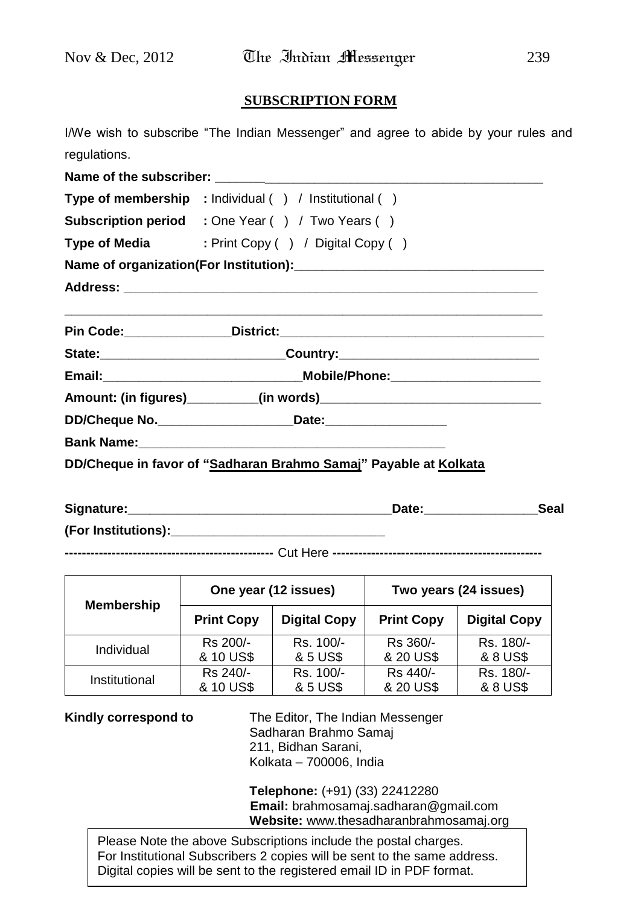## SUBSCRIPTION FORM

I/We wish to subscribe "The Indian Messenger" and agree to abide by your rules and regulations.

**Name of the subscriber:** ______________________________________________

**Type of membership** : Individual ( ) / Institutional ( )

**Subscription period** : One Year ( ) / Two Years ( )

**Type of Media** : Print Copy ( ) / Digital Copy ( )

**Name of organization(For Institution):** ___________________________________

**Address:** _____________________________________________________________

_____________________________________________________________________

**Pin Code:** _______________ **District:** ______________________________________

**State:** __________________________ **Country:** ____________________________

**Email:** ____________________________ **Mobile/Phone:** _____________________

**Amount: (in figures)** __________ **(in words)** ________________________________

**DD/Cheque No.** ___________________ **Date:** _________________

**Bank Name:** ______________________________________________

**DD/Cheque in favor of "Sadharan Brahmo Samaj" Payable at Kolkata**

**Signature:** ______________________________________ **Date:** ________________ **Seal**

**(For Institutions):** _______________________________

------------------------------------------------- Cut Here -------------------------------------------------

| Membership | One year (12 issues) | | Two years (24 issues) | |
|---|---|---|---|---|
| | **Print Copy** | **Digital Copy** | **Print Copy** | **Digital Copy** |
| Individual | Rs 200/- & 10 US$ | Rs. 100/- & 5 US$ | Rs 360/- & 20 US$ | Rs. 180/- & 8 US$ |
| Institutional | Rs 240/- & 10 US$ | Rs. 100/- & 5 US$ | Rs 440/- & 20 US$ | Rs. 180/- & 8 US$ |

**Kindly correspond to**

The Editor, The Indian Messenger
Sadharan Brahmo Samaj
211, Bidhan Sarani,
Kolkata – 700006, India

**Telephone:** (+91) (33) 22412280
**Email:** brahmosamaj.sadharan@gmail.com
**Website:** www.thesadharanbrahmosamaj.org

Please Note the above Subscriptions include the postal charges.
For Institutional Subscribers 2 copies will be sent to the same address.
Digital copies will be sent to the registered email ID in PDF format.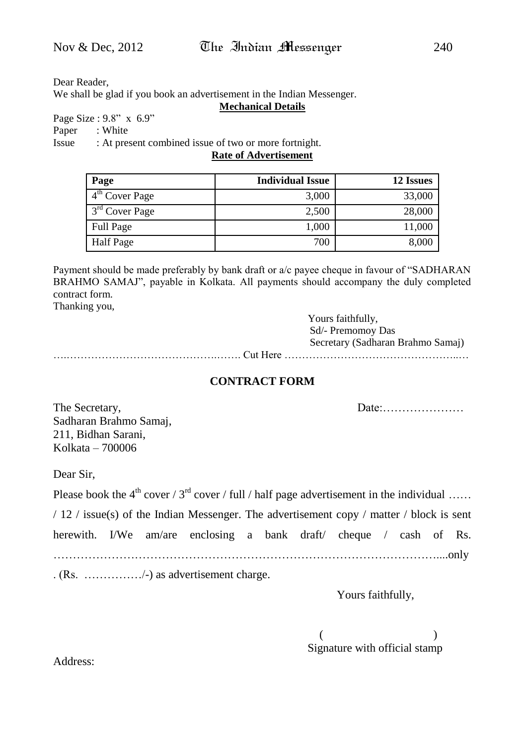Dear Reader,

We shall be glad if you book an advertisement in the Indian Messenger.

**Mechanical Details**

Page Size : 9.8" x 6.9"
Paper : White
Issue : At present combined issue of two or more fortnight.

**Rate of Advertisement**

| Page | Individual Issue | 12 Issues |
|---|---|---|
| 4th Cover Page | 3,000 | 33,000 |
| 3rd Cover Page | 2,500 | 28,000 |
| Full Page | 1,000 | 11,000 |
| Half Page | 700 | 8,000 |

Payment should be made preferably by bank draft or a/c payee cheque in favour of "SADHARAN BRAHMO SAMAJ", payable in Kolkata. All payments should accompany the duly completed contract form.

Thanking you,

Yours faithfully,
Sd/- Premomoy Das
Secretary (Sadharan Brahmo Samaj)

……………………………………….……. Cut Here …………………………………………..…

## CONTRACT FORM

The Secretary,
Sadharan Brahmo Samaj,
211, Bidhan Sarani,
Kolkata – 700006

Date:…………………

Dear Sir,

Please book the 4th cover / 3rd cover / full / half page advertisement in the individual …… / 12 / issue(s) of the Indian Messenger. The advertisement copy / matter / block is sent herewith. I/We am/are enclosing a bank draft/ cheque / cash of Rs. ……………………………………………………………………………………....only . (Rs. ……………/-) as advertisement charge.

Yours faithfully,

( )
Signature with official stamp

Address: